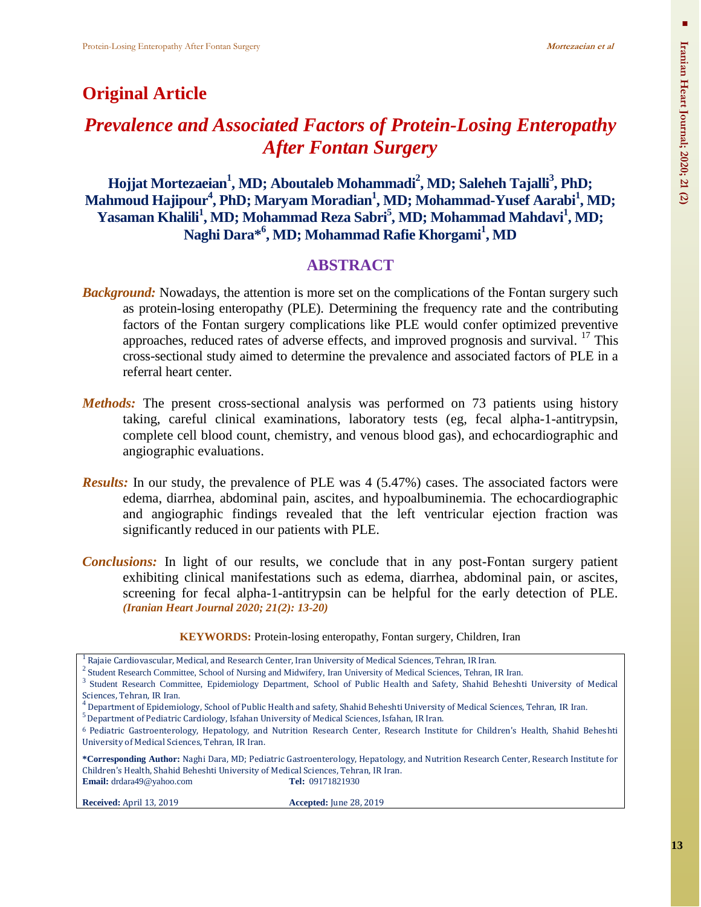## Original Article

# *Prevalence and Associated Factors of Protein-Losing Enteropathy After Fontan Surgery*

**Hojjat Mortezaeian[1], MD; Aboutaleb Mohammadi[2], MD; Saleheh Tajalli[3], PhD; Mahmoud Hajipour[4], PhD; Maryam Moradian[1], MD; Mohammad-Yusef Aarabi[1], MD; Yasaman Khalili[1], MD; Mohammad Reza Sabri[5], MD; Mohammad Mahdavi[1], MD; Naghi Dara*[6], MD; Mohammad Rafie Khorgami[1], MD**

## ABSTRACT

***Background:*** Nowadays, the attention is more set on the complications of the Fontan surgery such as protein-losing enteropathy (PLE). Determining the frequency rate and the contributing factors of the Fontan surgery complications like PLE would confer optimized preventive approaches, reduced rates of adverse effects, and improved prognosis and survival. [17] This cross-sectional study aimed to determine the prevalence and associated factors of PLE in a referral heart center.

***Methods:*** The present cross-sectional analysis was performed on 73 patients using history taking, careful clinical examinations, laboratory tests (eg, fecal alpha-1-antitrypsin, complete cell blood count, chemistry, and venous blood gas), and echocardiographic and angiographic evaluations.

***Results:*** In our study, the prevalence of PLE was 4 (5.47%) cases. The associated factors were edema, diarrhea, abdominal pain, ascites, and hypoalbuminemia. The echocardiographic and angiographic findings revealed that the left ventricular ejection fraction was significantly reduced in our patients with PLE.

***Conclusions:*** In light of our results, we conclude that in any post-Fontan surgery patient exhibiting clinical manifestations such as edema, diarrhea, abdominal pain, or ascites, screening for fecal alpha-1-antitrypsin can be helpful for the early detection of PLE. ***(Iranian Heart Journal 2020; 21(2): 13-20)***

**KEYWORDS:** Protein-losing enteropathy, Fontan surgery, Children, Iran

---

[1] Rajaie Cardiovascular, Medical, and Research Center, Iran University of Medical Sciences, Tehran, IR Iran.
[2] Student Research Committee, School of Nursing and Midwifery, Iran University of Medical Sciences, Tehran, IR Iran.
[3] Student Research Committee, Epidemiology Department, School of Public Health and Safety, Shahid Beheshti University of Medical Sciences, Tehran, IR Iran.
[4] Department of Epidemiology, School of Public Health and safety, Shahid Beheshti University of Medical Sciences, Tehran, IR Iran.
[5] Department of Pediatric Cardiology, Isfahan University of Medical Sciences, Isfahan, IR Iran.
[6] Pediatric Gastroenterology, Hepatology, and Nutrition Research Center, Research Institute for Children's Health, Shahid Beheshti University of Medical Sciences, Tehran, IR Iran.

**\*Corresponding Author:** Naghi Dara, MD; Pediatric Gastroenterology, Hepatology, and Nutrition Research Center, Research Institute for Children's Health, Shahid Beheshti University of Medical Sciences, Tehran, IR Iran.
**Email:** drdara49@yahoo.com **Tel:** 09171821930

**Received:** April 13, 2019 **Accepted:** June 28, 2019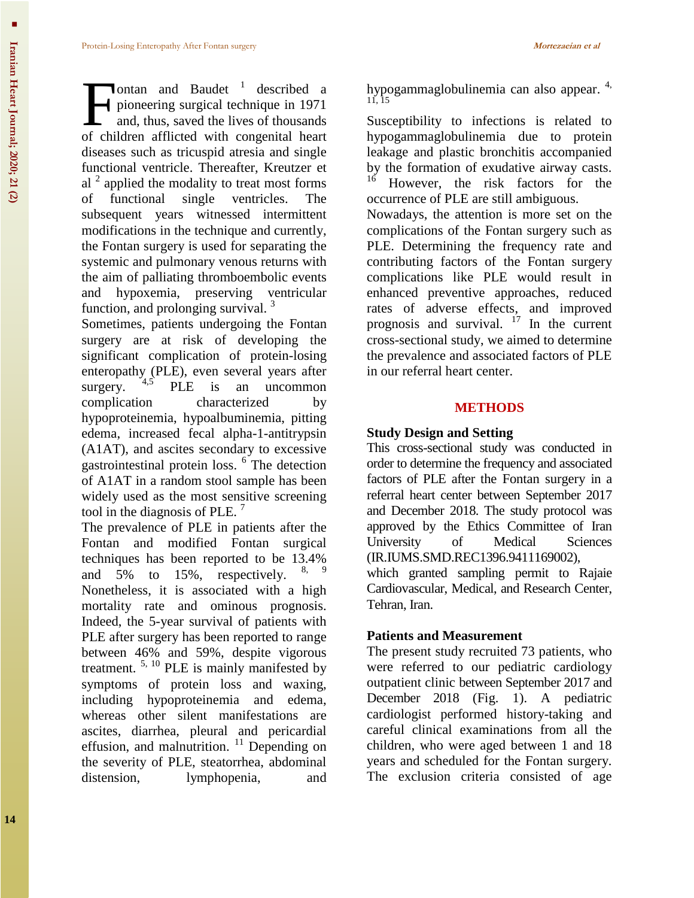Fontan and Baudet [1] described a pioneering surgical technique in 1971 and, thus, saved the lives of thousands of children afflicted with congenital heart diseases such as tricuspid atresia and single functional ventricle. Thereafter, Kreutzer et al [2] applied the modality to treat most forms of functional single ventricles. The subsequent years witnessed intermittent modifications in the technique and currently, the Fontan surgery is used for separating the systemic and pulmonary venous returns with the aim of palliating thromboembolic events and hypoxemia, preserving ventricular function, and prolonging survival. [3]

Sometimes, patients undergoing the Fontan surgery are at risk of developing the significant complication of protein-losing enteropathy (PLE), even several years after surgery. [4,5] PLE is an uncommon complication characterized by hypoproteinemia, hypoalbuminemia, pitting edema, increased fecal alpha-1-antitrypsin (A1AT), and ascites secondary to excessive gastrointestinal protein loss. [6] The detection of A1AT in a random stool sample has been widely used as the most sensitive screening tool in the diagnosis of PLE. [7]

The prevalence of PLE in patients after the Fontan and modified Fontan surgical techniques has been reported to be 13.4% and 5% to 15%, respectively. [8, 9] Nonetheless, it is associated with a high mortality rate and ominous prognosis. Indeed, the 5-year survival of patients with PLE after surgery has been reported to range between 46% and 59%, despite vigorous treatment. [5, 10] PLE is mainly manifested by symptoms of protein loss and waxing, including hypoproteinemia and edema, whereas other silent manifestations are ascites, diarrhea, pleural and pericardial effusion, and malnutrition. [11] Depending on the severity of PLE, steatorrhea, abdominal distension, lymphopenia, and hypogammaglobulinemia can also appear. [4, 11, 15]

Susceptibility to infections is related to hypogammaglobulinemia due to protein leakage and plastic bronchitis accompanied by the formation of exudative airway casts. [16] However, the risk factors for the occurrence of PLE are still ambiguous.

Nowadays, the attention is more set on the complications of the Fontan surgery such as PLE. Determining the frequency rate and contributing factors of the Fontan surgery complications like PLE would result in enhanced preventive approaches, reduced rates of adverse effects, and improved prognosis and survival. [17] In the current cross-sectional study, we aimed to determine the prevalence and associated factors of PLE in our referral heart center.

## METHODS

### Study Design and Setting

This cross-sectional study was conducted in order to determine the frequency and associated factors of PLE after the Fontan surgery in a referral heart center between September 2017 and December 2018. The study protocol was approved by the Ethics Committee of Iran University of Medical Sciences (IR.IUMS.SMD.REC1396.9411169002), which granted sampling permit to Rajaie Cardiovascular, Medical, and Research Center, Tehran, Iran.

### Patients and Measurement

The present study recruited 73 patients, who were referred to our pediatric cardiology outpatient clinic between September 2017 and December 2018 (Fig. 1). A pediatric cardiologist performed history-taking and careful clinical examinations from all the children, who were aged between 1 and 18 years and scheduled for the Fontan surgery. The exclusion criteria consisted of age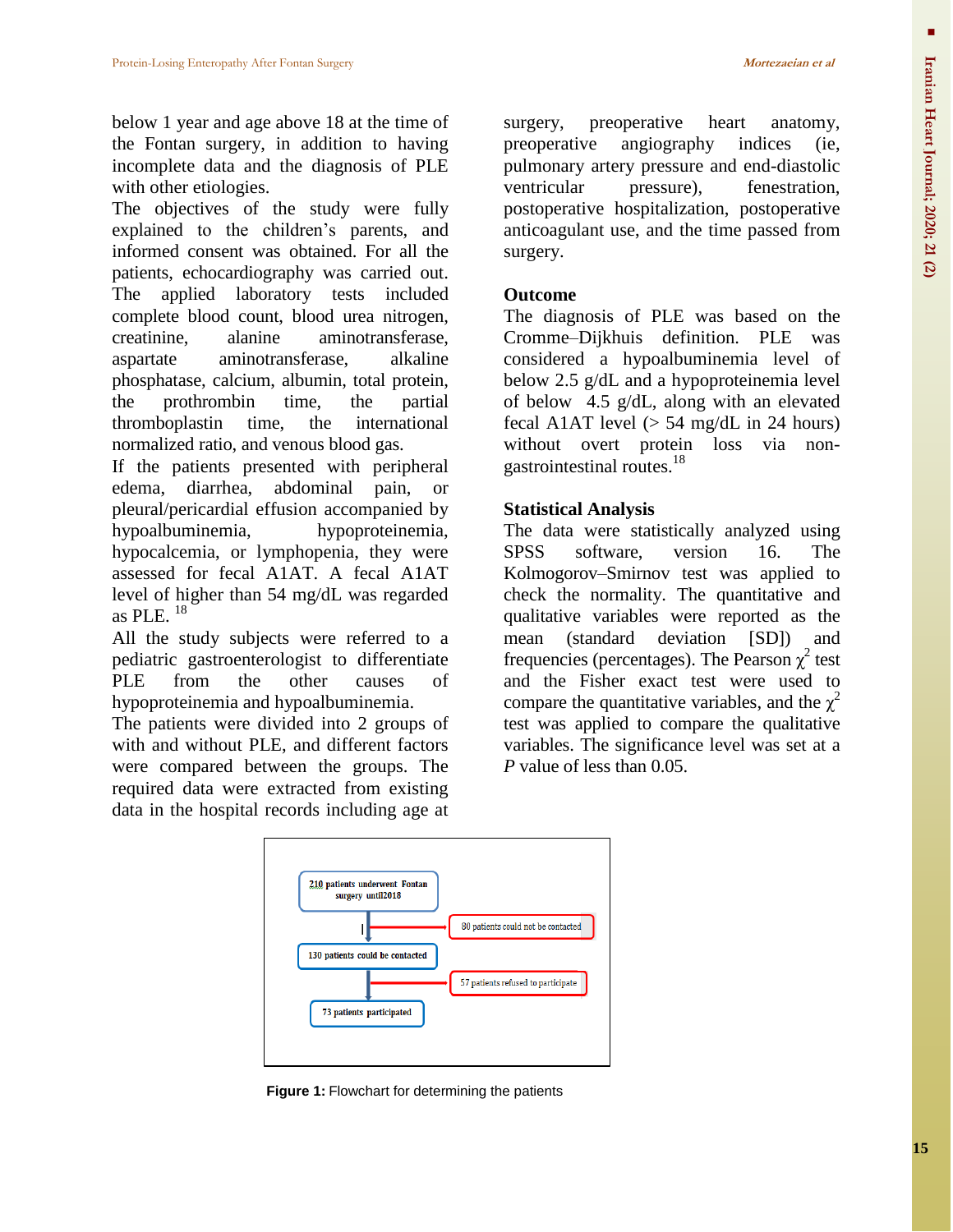below 1 year and age above 18 at the time of the Fontan surgery, in addition to having incomplete data and the diagnosis of PLE with other etiologies.

The objectives of the study were fully explained to the children's parents, and informed consent was obtained. For all the patients, echocardiography was carried out. The applied laboratory tests included complete blood count, blood urea nitrogen, creatinine, alanine aminotransferase, aspartate aminotransferase, alkaline phosphatase, calcium, albumin, total protein, the prothrombin time, the partial thromboplastin time, the international normalized ratio, and venous blood gas.

If the patients presented with peripheral edema, diarrhea, abdominal pain, or pleural/pericardial effusion accompanied by hypoalbuminemia, hypoproteinemia, hypocalcemia, or lymphopenia, they were assessed for fecal A1AT. A fecal A1AT level of higher than 54 mg/dL was regarded as PLE. [18]

All the study subjects were referred to a pediatric gastroenterologist to differentiate PLE from the other causes of hypoproteinemia and hypoalbuminemia.

The patients were divided into 2 groups of with and without PLE, and different factors were compared between the groups. The required data were extracted from existing data in the hospital records including age at surgery, preoperative heart anatomy, preoperative angiography indices (ie, pulmonary artery pressure and end-diastolic ventricular pressure), fenestration, postoperative hospitalization, postoperative anticoagulant use, and the time passed from surgery.

## Outcome

The diagnosis of PLE was based on the Cromme–Dijkhuis definition. PLE was considered a hypoalbuminemia level of below 2.5 g/dL and a hypoproteinemia level of below 4.5 g/dL, along with an elevated fecal A1AT level (> 54 mg/dL in 24 hours) without overt protein loss via non-gastrointestinal routes.[18]

## Statistical Analysis

The data were statistically analyzed using SPSS software, version 16. The Kolmogorov–Smirnov test was applied to check the normality. The quantitative and qualitative variables were reported as the mean (standard deviation [SD]) and frequencies (percentages). The Pearson $\chi^2$ test and the Fisher exact test were used to compare the quantitative variables, and the $\chi^2$ test was applied to compare the qualitative variables. The significance level was set at a *P* value of less than 0.05.

210 patients underwent Fontan surgery until2018

→ 80 patients could not be contacted

130 patients could be contacted

→ 57 patients refused to participate

73 patients participated

**Figure 1:** Flowchart for determining the patients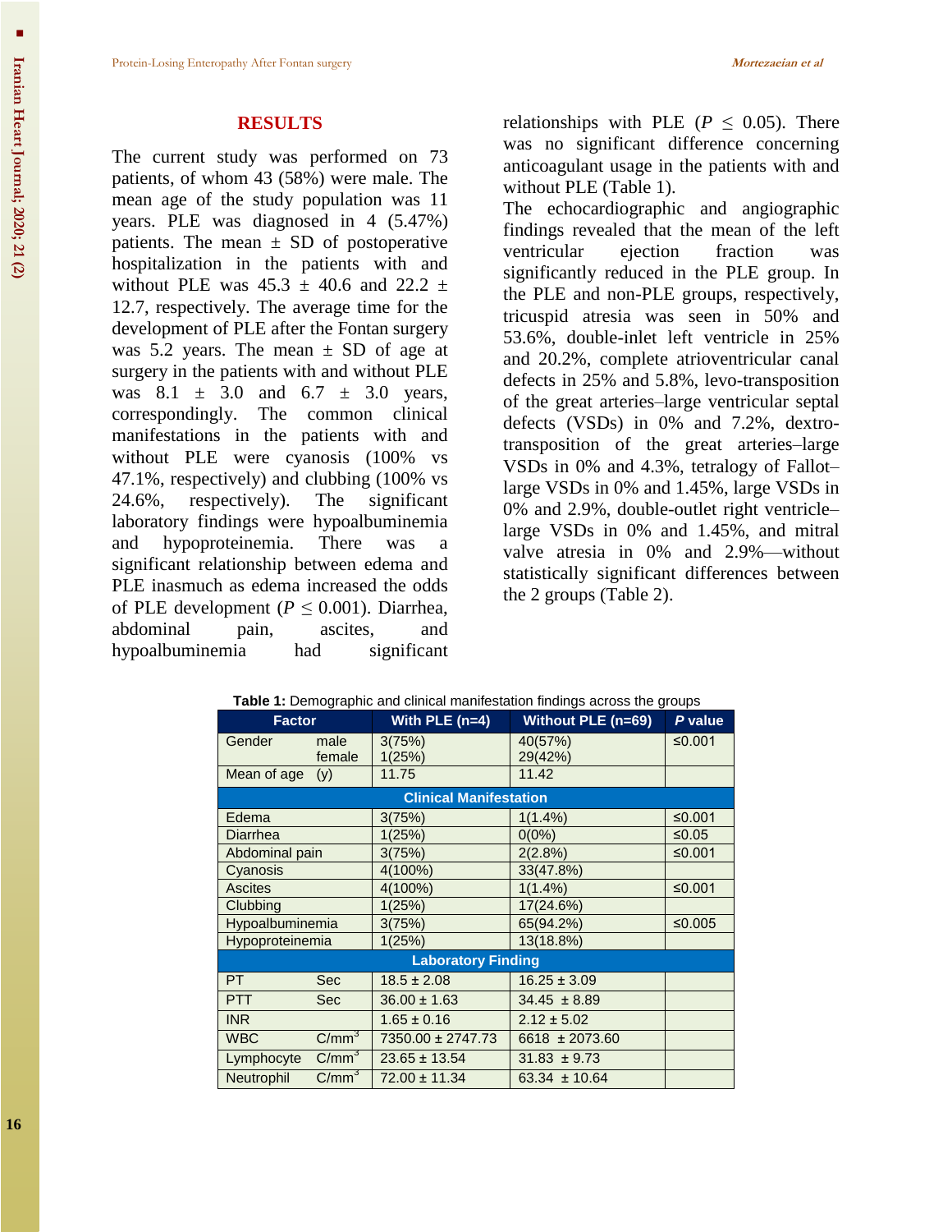## RESULTS

The current study was performed on 73 patients, of whom 43 (58%) were male. The mean age of the study population was 11 years. PLE was diagnosed in 4 (5.47%) patients. The mean ± SD of postoperative hospitalization in the patients with and without PLE was 45.3 ± 40.6 and 22.2 ± 12.7, respectively. The average time for the development of PLE after the Fontan surgery was 5.2 years. The mean ± SD of age at surgery in the patients with and without PLE was 8.1 ± 3.0 and 6.7 ± 3.0 years, correspondingly. The common clinical manifestations in the patients with and without PLE were cyanosis (100% vs 47.1%, respectively) and clubbing (100% vs 24.6%, respectively). The significant laboratory findings were hypoalbuminemia and hypoproteinemia. There was a significant relationship between edema and PLE inasmuch as edema increased the odds of PLE development ($P \leq 0.001$). Diarrhea, abdominal pain, ascites, and hypoalbuminemia had significant relationships with PLE ($P \leq 0.05$). There was no significant difference concerning anticoagulant usage in the patients with and without PLE (Table 1).

The echocardiographic and angiographic findings revealed that the mean of the left ventricular ejection fraction was significantly reduced in the PLE group. In the PLE and non-PLE groups, respectively, tricuspid atresia was seen in 50% and 53.6%, double-inlet left ventricle in 25% and 20.2%, complete atrioventricular canal defects in 25% and 5.8%, levo-transposition of the great arteries–large ventricular septal defects (VSDs) in 0% and 7.2%, dextro-transposition of the great arteries–large VSDs in 0% and 4.3%, tetralogy of Fallot–large VSDs in 0% and 1.45%, large VSDs in 0% and 2.9%, double-outlet right ventricle–large VSDs in 0% and 1.45%, and mitral valve atresia in 0% and 2.9%—without statistically significant differences between the 2 groups (Table 2).

**Table 1:** Demographic and clinical manifestation findings across the groups

| Factor | | With PLE (n=4) | Without PLE (n=69) | *P* value |
|---|---|---|---|---|
| Gender | male<br>female | 3(75%)<br>1(25%) | 40(57%)<br>29(42%) | ≤0.001 |
| Mean of age | (y) | 11.75 | 11.42 | |
| **Clinical Manifestation** | | | | |
| Edema | | 3(75%) | 1(1.4%) | ≤0.001 |
| Diarrhea | | 1(25%) | 0(0%) | ≤0.05 |
| Abdominal pain | | 3(75%) | 2(2.8%) | ≤0.001 |
| Cyanosis | | 4(100%) | 33(47.8%) | |
| Ascites | | 4(100%) | 1(1.4%) | ≤0.001 |
| Clubbing | | 1(25%) | 17(24.6%) | |
| Hypoalbuminemia | | 3(75%) | 65(94.2%) | ≤0.005 |
| Hypoproteinemia | | 1(25%) | 13(18.8%) | |
| **Laboratory Finding** | | | | |
| PT | Sec | 18.5 ± 2.08 | 16.25 ± 3.09 | |
| PTT | Sec | 36.00 ± 1.63 | 34.45 ± 8.89 | |
| INR | | 1.65 ± 0.16 | 2.12 ± 5.02 | |
| WBC | $C/mm^3$ | 7350.00 ± 2747.73 | 6618 ± 2073.60 | |
| Lymphocyte | $C/mm^3$ | 23.65 ± 13.54 | 31.83 ± 9.73 | |
| Neutrophil | $C/mm^3$ | 72.00 ± 11.34 | 63.34 ± 10.64 | |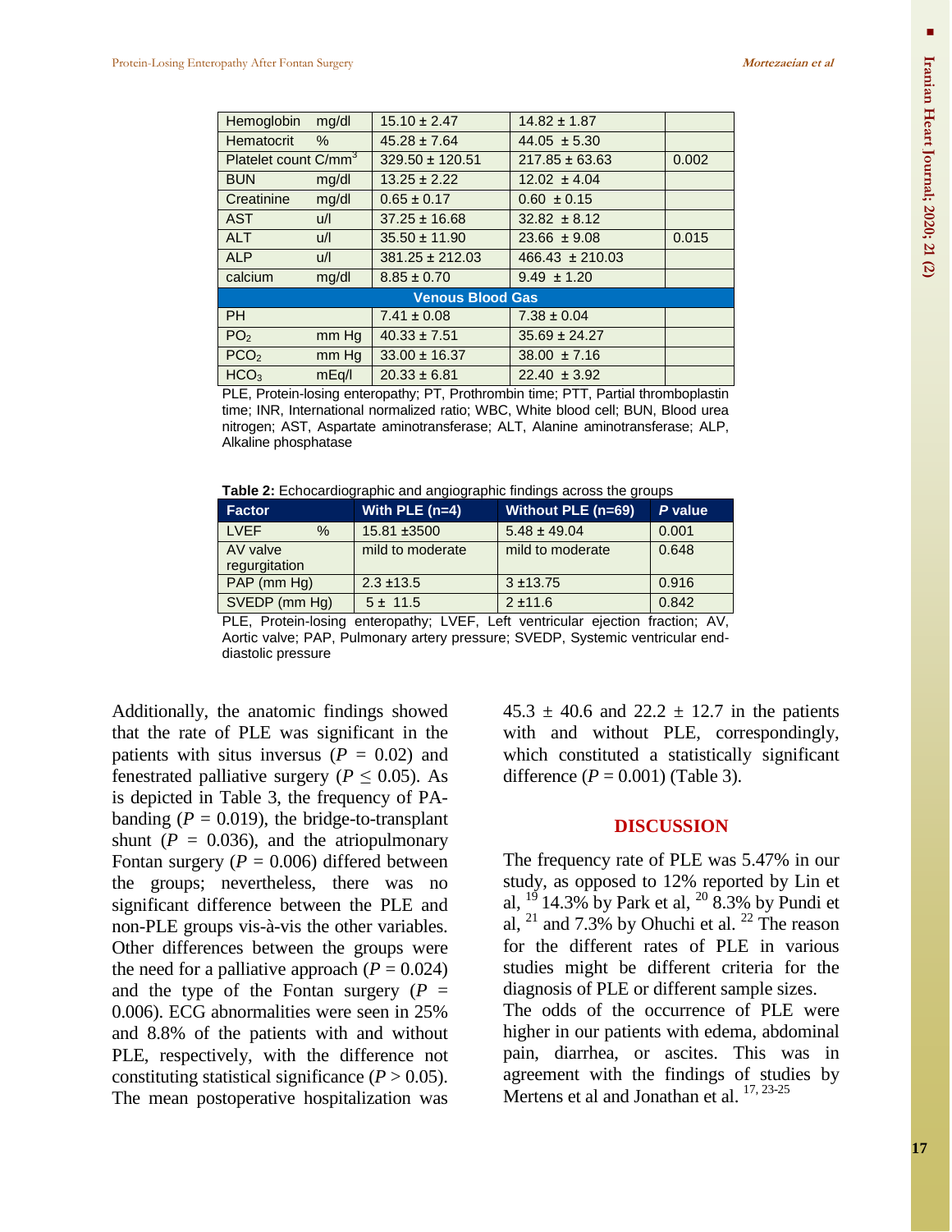| | | | | |
|---|---|---|---|---|
| Hemoglobin | mg/dl | 15.10 ± 2.47 | 14.82 ± 1.87 | |
| Hematocrit | % | 45.28 ± 7.64 | 44.05 ± 5.30 | |
| Platelet count | $C/mm^3$ | 329.50 ± 120.51 | 217.85 ± 63.63 | 0.002 |
| BUN | mg/dl | 13.25 ± 2.22 | 12.02 ± 4.04 | |
| Creatinine | mg/dl | 0.65 ± 0.17 | 0.60 ± 0.15 | |
| AST | u/l | 37.25 ± 16.68 | 32.82 ± 8.12 | |
| ALT | u/l | 35.50 ± 11.90 | 23.66 ± 9.08 | 0.015 |
| ALP | u/l | 381.25 ± 212.03 | 466.43 ± 210.03 | |
| calcium | mg/dl | 8.85 ± 0.70 | 9.49 ± 1.20 | |
| **Venous Blood Gas** | | | | |
| PH | | 7.41 ± 0.08 | 7.38 ± 0.04 | |
| $PO_2$ | mm Hg | 40.33 ± 7.51 | 35.69 ± 24.27 | |
| $PCO_2$ | mm Hg | 33.00 ± 16.37 | 38.00 ± 7.16 | |
| $HCO_3$ | mEq/l | 20.33 ± 6.81 | 22.40 ± 3.92 | |

PLE, Protein-losing enteropathy; PT, Prothrombin time; PTT, Partial thromboplastin time; INR, International normalized ratio; WBC, White blood cell; BUN, Blood urea nitrogen; AST, Aspartate aminotransferase; ALT, Alanine aminotransferase; ALP, Alkaline phosphatase

**Table 2:** Echocardiographic and angiographic findings across the groups

| Factor | | With PLE (n=4) | Without PLE (n=69) | *P* value |
|---|---|---|---|---|
| LVEF | % | 15.81 ±3500 | 5.48 ± 49.04 | 0.001 |
| AV valve regurgitation | | mild to moderate | mild to moderate | 0.648 |
| PAP (mm Hg) | | 2.3 ±13.5 | 3 ±13.75 | 0.916 |
| SVEDP (mm Hg) | | 5 ± 11.5 | 2 ±11.6 | 0.842 |

PLE, Protein-losing enteropathy; LVEF, Left ventricular ejection fraction; AV, Aortic valve; PAP, Pulmonary artery pressure; SVEDP, Systemic ventricular end-diastolic pressure

Additionally, the anatomic findings showed that the rate of PLE was significant in the patients with situs inversus ($P = 0.02$) and fenestrated palliative surgery ($P \leq 0.05$). As is depicted in Table 3, the frequency of PA-banding ($P = 0.019$), the bridge-to-transplant shunt ($P = 0.036$), and the atriopulmonary Fontan surgery ($P = 0.006$) differed between the groups; nevertheless, there was no significant difference between the PLE and non-PLE groups vis-à-vis the other variables. Other differences between the groups were the need for a palliative approach ($P = 0.024$) and the type of the Fontan surgery ($P = 0.006$). ECG abnormalities were seen in 25% and 8.8% of the patients with and without PLE, respectively, with the difference not constituting statistical significance ($P > 0.05$). The mean postoperative hospitalization was 45.3 ± 40.6 and 22.2 ± 12.7 in the patients with and without PLE, correspondingly, which constituted a statistically significant difference ($P = 0.001$) (Table 3).

## DISCUSSION

The frequency rate of PLE was 5.47% in our study, as opposed to 12% reported by Lin et al,[19] 14.3% by Park et al,[20] 8.3% by Pundi et al,[21] and 7.3% by Ohuchi et al.[22] The reason for the different rates of PLE in various studies might be different criteria for the diagnosis of PLE or different sample sizes.

The odds of the occurrence of PLE were higher in our patients with edema, abdominal pain, diarrhea, or ascites. This was in agreement with the findings of studies by Mertens et al and Jonathan et al.[17, 23-25]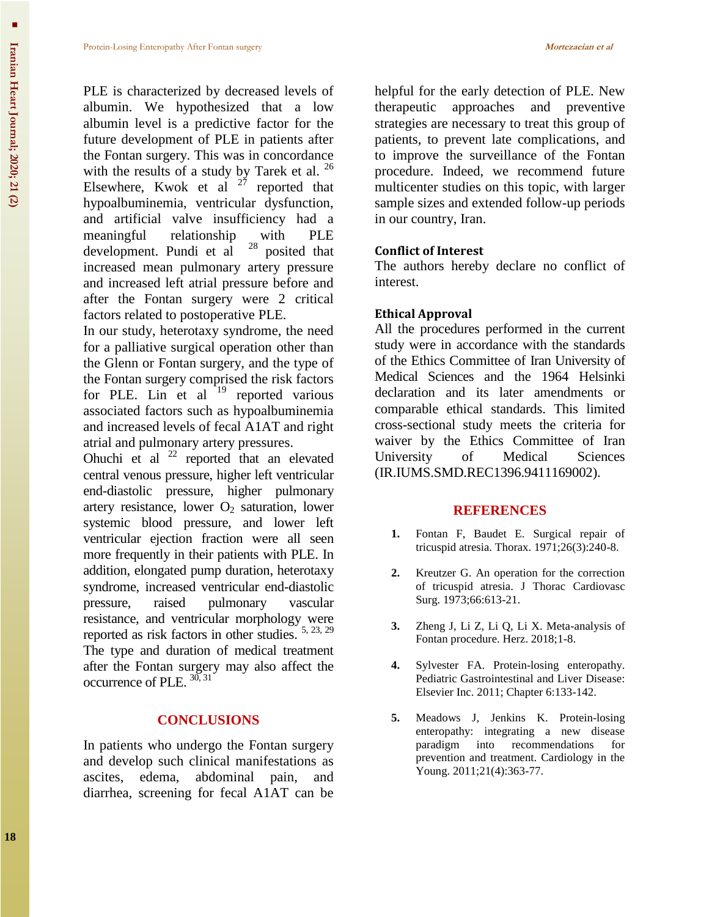PLE is characterized by decreased levels of albumin. We hypothesized that a low albumin level is a predictive factor for the future development of PLE in patients after the Fontan surgery. This was in concordance with the results of a study by Tarek et al. [26] Elsewhere, Kwok et al [27] reported that hypoalbuminemia, ventricular dysfunction, and artificial valve insufficiency had a meaningful relationship with PLE development. Pundi et al [28] posited that increased mean pulmonary artery pressure and increased left atrial pressure before and after the Fontan surgery were 2 critical factors related to postoperative PLE.

In our study, heterotaxy syndrome, the need for a palliative surgical operation other than the Glenn or Fontan surgery, and the type of the Fontan surgery comprised the risk factors for PLE. Lin et al [19] reported various associated factors such as hypoalbuminemia and increased levels of fecal A1AT and right atrial and pulmonary artery pressures.

Ohuchi et al [22] reported that an elevated central venous pressure, higher left ventricular end-diastolic pressure, higher pulmonary artery resistance, lower $O_2$ saturation, lower systemic blood pressure, and lower left ventricular ejection fraction were all seen more frequently in their patients with PLE. In addition, elongated pump duration, heterotaxy syndrome, increased ventricular end-diastolic pressure, raised pulmonary vascular resistance, and ventricular morphology were reported as risk factors in other studies. [5, 23, 29] The type and duration of medical treatment after the Fontan surgery may also affect the occurrence of PLE. [30, 31]

## CONCLUSIONS

In patients who undergo the Fontan surgery and develop such clinical manifestations as ascites, edema, abdominal pain, and diarrhea, screening for fecal A1AT can be helpful for the early detection of PLE. New therapeutic approaches and preventive strategies are necessary to treat this group of patients, to prevent late complications, and to improve the surveillance of the Fontan procedure. Indeed, we recommend future multicenter studies on this topic, with larger sample sizes and extended follow-up periods in our country, Iran.

### Conflict of Interest

The authors hereby declare no conflict of interest.

### Ethical Approval

All the procedures performed in the current study were in accordance with the standards of the Ethics Committee of Iran University of Medical Sciences and the 1964 Helsinki declaration and its later amendments or comparable ethical standards. This limited cross-sectional study meets the criteria for waiver by the Ethics Committee of Iran University of Medical Sciences (IR.IUMS.SMD.REC1396.9411169002).

## REFERENCES

1. Fontan F, Baudet E. Surgical repair of tricuspid atresia. Thorax. 1971;26(3):240-8.
2. Kreutzer G. An operation for the correction of tricuspid atresia. J Thorac Cardiovasc Surg. 1973;66:613-21.
3. Zheng J, Li Z, Li Q, Li X. Meta-analysis of Fontan procedure. Herz. 2018;1-8.
4. Sylvester FA. Protein-losing enteropathy. Pediatric Gastrointestinal and Liver Disease: Elsevier Inc. 2011; Chapter 6:133-142.
5. Meadows J, Jenkins K. Protein-losing enteropathy: integrating a new disease paradigm into recommendations for prevention and treatment. Cardiology in the Young. 2011;21(4):363-77.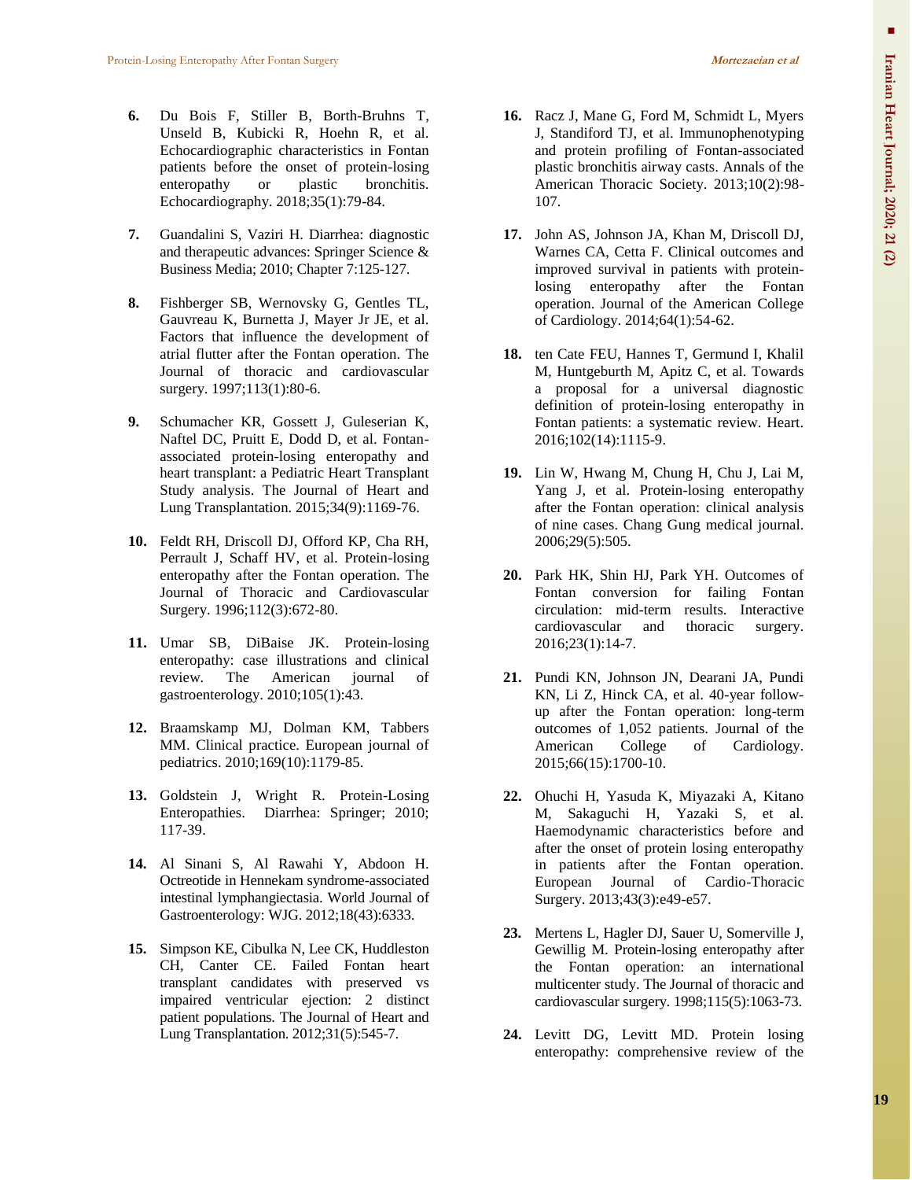6. Du Bois F, Stiller B, Borth-Bruhns T, Unseld B, Kubicki R, Hoehn R, et al. Echocardiographic characteristics in Fontan patients before the onset of protein-losing enteropathy or plastic bronchitis. Echocardiography. 2018;35(1):79-84.

7. Guandalini S, Vaziri H. Diarrhea: diagnostic and therapeutic advances: Springer Science & Business Media; 2010; Chapter 7:125-127.

8. Fishberger SB, Wernovsky G, Gentles TL, Gauvreau K, Burnetta J, Mayer Jr JE, et al. Factors that influence the development of atrial flutter after the Fontan operation. The Journal of thoracic and cardiovascular surgery. 1997;113(1):80-6.

9. Schumacher KR, Gossett J, Guleserian K, Naftel DC, Pruitt E, Dodd D, et al. Fontan-associated protein-losing enteropathy and heart transplant: a Pediatric Heart Transplant Study analysis. The Journal of Heart and Lung Transplantation. 2015;34(9):1169-76.

10. Feldt RH, Driscoll DJ, Offord KP, Cha RH, Perrault J, Schaff HV, et al. Protein-losing enteropathy after the Fontan operation. The Journal of Thoracic and Cardiovascular Surgery. 1996;112(3):672-80.

11. Umar SB, DiBaise JK. Protein-losing enteropathy: case illustrations and clinical review. The American journal of gastroenterology. 2010;105(1):43.

12. Braamskamp MJ, Dolman KM, Tabbers MM. Clinical practice. European journal of pediatrics. 2010;169(10):1179-85.

13. Goldstein J, Wright R. Protein-Losing Enteropathies. Diarrhea: Springer; 2010; 117-39.

14. Al Sinani S, Al Rawahi Y, Abdoon H. Octreotide in Hennekam syndrome-associated intestinal lymphangiectasia. World Journal of Gastroenterology: WJG. 2012;18(43):6333.

15. Simpson KE, Cibulka N, Lee CK, Huddleston CH, Canter CE. Failed Fontan heart transplant candidates with preserved vs impaired ventricular ejection: 2 distinct patient populations. The Journal of Heart and Lung Transplantation. 2012;31(5):545-7.

16. Racz J, Mane G, Ford M, Schmidt L, Myers J, Standiford TJ, et al. Immunophenotyping and protein profiling of Fontan-associated plastic bronchitis airway casts. Annals of the American Thoracic Society. 2013;10(2):98-107.

17. John AS, Johnson JA, Khan M, Driscoll DJ, Warnes CA, Cetta F. Clinical outcomes and improved survival in patients with protein-losing enteropathy after the Fontan operation. Journal of the American College of Cardiology. 2014;64(1):54-62.

18. ten Cate FEU, Hannes T, Germund I, Khalil M, Huntgeburth M, Apitz C, et al. Towards a proposal for a universal diagnostic definition of protein-losing enteropathy in Fontan patients: a systematic review. Heart. 2016;102(14):1115-9.

19. Lin W, Hwang M, Chung H, Chu J, Lai M, Yang J, et al. Protein-losing enteropathy after the Fontan operation: clinical analysis of nine cases. Chang Gung medical journal. 2006;29(5):505.

20. Park HK, Shin HJ, Park YH. Outcomes of Fontan conversion for failing Fontan circulation: mid-term results. Interactive cardiovascular and thoracic surgery. 2016;23(1):14-7.

21. Pundi KN, Johnson JN, Dearani JA, Pundi KN, Li Z, Hinck CA, et al. 40-year follow-up after the Fontan operation: long-term outcomes of 1,052 patients. Journal of the American College of Cardiology. 2015;66(15):1700-10.

22. Ohuchi H, Yasuda K, Miyazaki A, Kitano M, Sakaguchi H, Yazaki S, et al. Haemodynamic characteristics before and after the onset of protein losing enteropathy in patients after the Fontan operation. European Journal of Cardio-Thoracic Surgery. 2013;43(3):e49-e57.

23. Mertens L, Hagler DJ, Sauer U, Somerville J, Gewillig M. Protein-losing enteropathy after the Fontan operation: an international multicenter study. The Journal of thoracic and cardiovascular surgery. 1998;115(5):1063-73.

24. Levitt DG, Levitt MD. Protein losing enteropathy: comprehensive review of the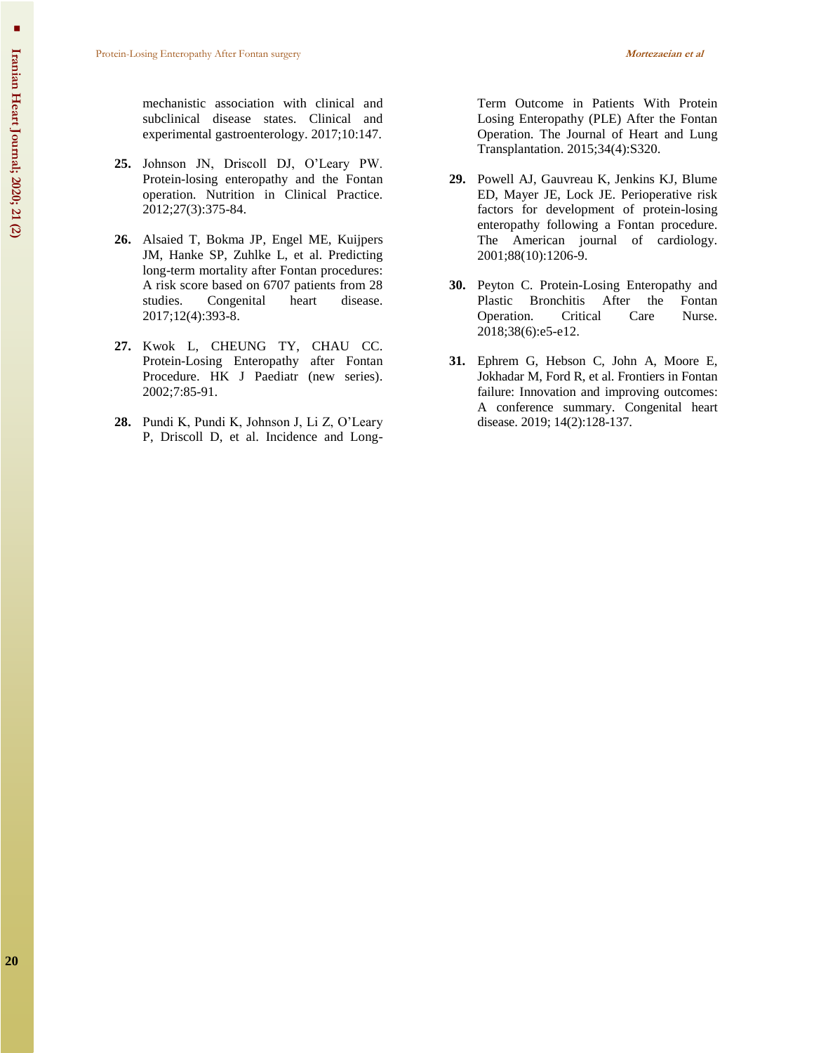mechanistic association with clinical and subclinical disease states. Clinical and experimental gastroenterology. 2017;10:147.

25. Johnson JN, Driscoll DJ, O'Leary PW. Protein-losing enteropathy and the Fontan operation. Nutrition in Clinical Practice. 2012;27(3):375-84.

26. Alsaied T, Bokma JP, Engel ME, Kuijpers JM, Hanke SP, Zuhlke L, et al. Predicting long-term mortality after Fontan procedures: A risk score based on 6707 patients from 28 studies. Congenital heart disease. 2017;12(4):393-8.

27. Kwok L, CHEUNG TY, CHAU CC. Protein-Losing Enteropathy after Fontan Procedure. HK J Paediatr (new series). 2002;7:85-91.

28. Pundi K, Pundi K, Johnson J, Li Z, O'Leary P, Driscoll D, et al. Incidence and Long-Term Outcome in Patients With Protein Losing Enteropathy (PLE) After the Fontan Operation. The Journal of Heart and Lung Transplantation. 2015;34(4):S320.

29. Powell AJ, Gauvreau K, Jenkins KJ, Blume ED, Mayer JE, Lock JE. Perioperative risk factors for development of protein-losing enteropathy following a Fontan procedure. The American journal of cardiology. 2001;88(10):1206-9.

30. Peyton C. Protein-Losing Enteropathy and Plastic Bronchitis After the Fontan Operation. Critical Care Nurse. 2018;38(6):e5-e12.

31. Ephrem G, Hebson C, John A, Moore E, Jokhadar M, Ford R, et al. Frontiers in Fontan failure: Innovation and improving outcomes: A conference summary. Congenital heart disease. 2019; 14(2):128-137.